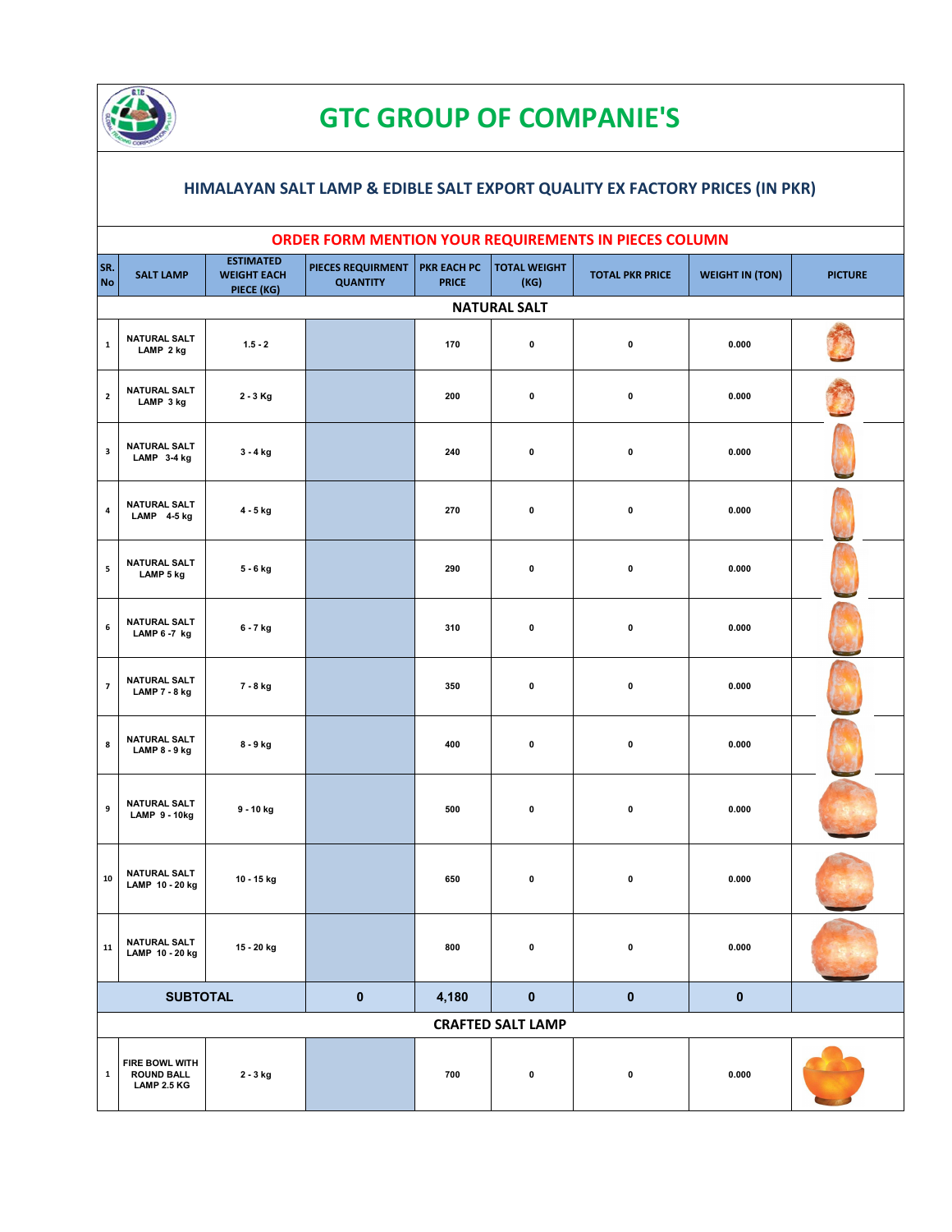# GTC GROUP OF COMPANIE'S

## HIMALAYAN SALT LAMP & EDIBLE SALT EXPORT QUALITY EX FACTORY PRICES (IN PKR)

**ORDER FORM MENTION YOUR REQUIREMENTS IN PIECES COLUMN**

| SR. No | SALT LAMP | ESTIMATED WEIGHT EACH PIECE (KG) | PIECES REQUIRMENT QUANTITY | PKR EACH PC PRICE | TOTAL WEIGHT (KG) | TOTAL PKR PRICE | WEIGHT IN (TON) | PICTURE |
|---|---|---|---|---|---|---|---|---|
| | | | | **NATURAL SALT** | | | | |
| 1 | NATURAL SALT LAMP 2 kg | 1.5 - 2 | | 170 | 0 | 0 | 0.000 | |
| 2 | NATURAL SALT LAMP 3 kg | 2 - 3 Kg | | 200 | 0 | 0 | 0.000 | |
| 3 | NATURAL SALT LAMP 3-4 kg | 3 - 4 kg | | 240 | 0 | 0 | 0.000 | |
| 4 | NATURAL SALT LAMP 4-5 kg | 4 - 5 kg | | 270 | 0 | 0 | 0.000 | |
| 5 | NATURAL SALT LAMP 5 kg | 5 - 6 kg | | 290 | 0 | 0 | 0.000 | |
| 6 | NATURAL SALT LAMP 6 -7 kg | 6 - 7 kg | | 310 | 0 | 0 | 0.000 | |
| 7 | NATURAL SALT LAMP 7 - 8 kg | 7 - 8 kg | | 350 | 0 | 0 | 0.000 | |
| 8 | NATURAL SALT LAMP 8 - 9 kg | 8 - 9 kg | | 400 | 0 | 0 | 0.000 | |
| 9 | NATURAL SALT LAMP 9 - 10kg | 9 - 10 kg | | 500 | 0 | 0 | 0.000 | |
| 10 | NATURAL SALT LAMP 10 - 20 kg | 10 - 15 kg | | 650 | 0 | 0 | 0.000 | |
| 11 | NATURAL SALT LAMP 10 - 20 kg | 15 - 20 kg | | 800 | 0 | 0 | 0.000 | |
| **SUBTOTAL** | | | **0** | **4,180** | **0** | **0** | **0** | |
| | | | | **CRAFTED SALT LAMP** | | | | |
| 1 | FIRE BOWL WITH ROUND BALL LAMP 2.5 KG | 2 - 3 kg | | 700 | 0 | 0 | 0.000 | |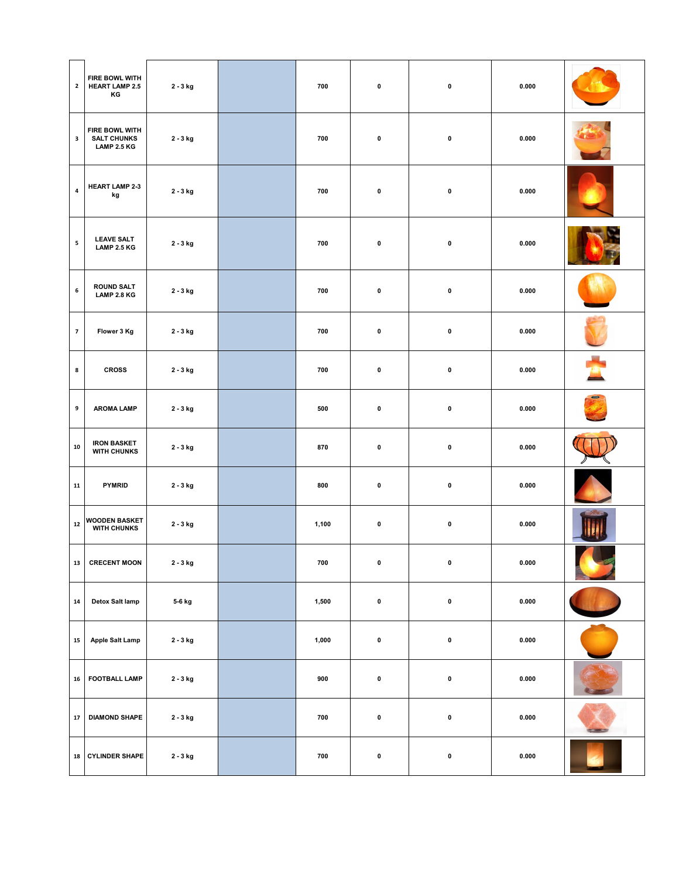| | | | | | | | | |
|---|---|---|---|---|---|---|---|---|
| 2 | FIRE BOWL WITH HEART LAMP 2.5 KG | 2 - 3 kg | | 700 | 0 | 0 | 0.000 | |
| 3 | FIRE BOWL WITH SALT CHUNKS LAMP 2.5 KG | 2 - 3 kg | | 700 | 0 | 0 | 0.000 | |
| 4 | HEART LAMP 2-3 kg | 2 - 3 kg | | 700 | 0 | 0 | 0.000 | |
| 5 | LEAVE SALT LAMP 2.5 KG | 2 - 3 kg | | 700 | 0 | 0 | 0.000 | |
| 6 | ROUND SALT LAMP 2.8 KG | 2 - 3 kg | | 700 | 0 | 0 | 0.000 | |
| 7 | Flower 3 Kg | 2 - 3 kg | | 700 | 0 | 0 | 0.000 | |
| 8 | CROSS | 2 - 3 kg | | 700 | 0 | 0 | 0.000 | |
| 9 | AROMA LAMP | 2 - 3 kg | | 500 | 0 | 0 | 0.000 | |
| 10 | IRON BASKET WITH CHUNKS | 2 - 3 kg | | 870 | 0 | 0 | 0.000 | |
| 11 | PYMRID | 2 - 3 kg | | 800 | 0 | 0 | 0.000 | |
| 12 | WOODEN BASKET WITH CHUNKS | 2 - 3 kg | | 1,100 | 0 | 0 | 0.000 | |
| 13 | CRECENT MOON | 2 - 3 kg | | 700 | 0 | 0 | 0.000 | |
| 14 | Detox Salt lamp | 5-6 kg | | 1,500 | 0 | 0 | 0.000 | |
| 15 | Apple Salt Lamp | 2 - 3 kg | | 1,000 | 0 | 0 | 0.000 | |
| 16 | FOOTBALL LAMP | 2 - 3 kg | | 900 | 0 | 0 | 0.000 | |
| 17 | DIAMOND SHAPE | 2 - 3 kg | | 700 | 0 | 0 | 0.000 | |
| 18 | CYLINDER SHAPE | 2 - 3 kg | | 700 | 0 | 0 | 0.000 | |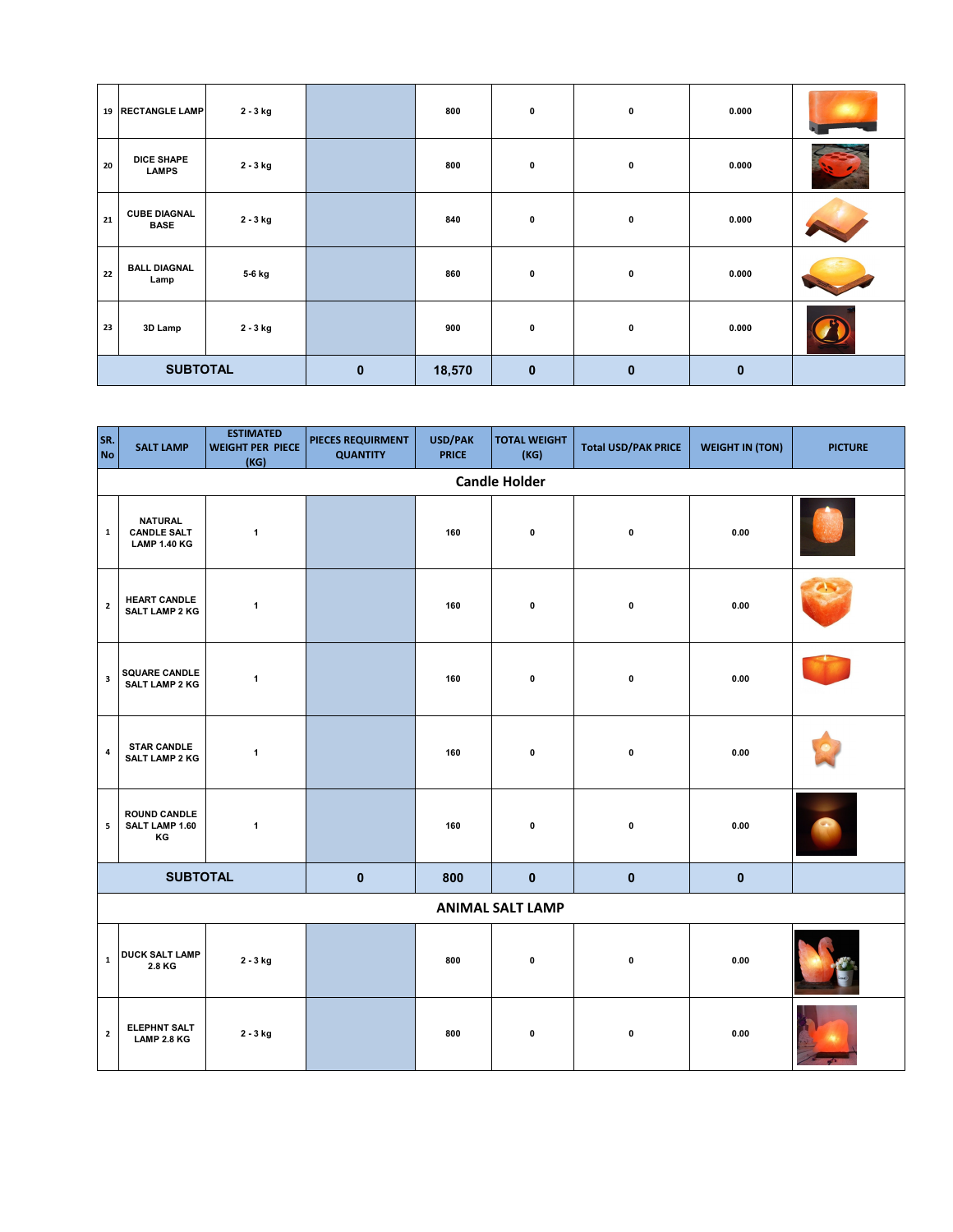| | | | | | | | | |
|---|---|---|---|---|---|---|---|---|
| 19 | RECTANGLE LAMP | 2 - 3 kg | | 800 | 0 | 0 | 0.000 | |
| 20 | DICE SHAPE LAMPS | 2 - 3 kg | | 800 | 0 | 0 | 0.000 | |
| 21 | CUBE DIAGNAL BASE | 2 - 3 kg | | 840 | 0 | 0 | 0.000 | |
| 22 | BALL DIAGNAL Lamp | 5-6 kg | | 860 | 0 | 0 | 0.000 | |
| 23 | 3D Lamp | 2 - 3 kg | | 900 | 0 | 0 | 0.000 | |
| **SUBTOTAL** | | | **0** | **18,570** | **0** | **0** | **0** | |

| SR. No | SALT LAMP | ESTIMATED WEIGHT PER PIECE (KG) | PIECES REQUIRMENT QUANTITY | USD/PAK PRICE | TOTAL WEIGHT (KG) | Total USD/PAK PRICE | WEIGHT IN (TON) | PICTURE |
|---|---|---|---|---|---|---|---|---|
| **Candle Holder** | | | | | | | | |
| 1 | NATURAL CANDLE SALT LAMP 1.40 KG | 1 | | 160 | 0 | 0 | 0.00 | |
| 2 | HEART CANDLE SALT LAMP 2 KG | 1 | | 160 | 0 | 0 | 0.00 | |
| 3 | SQUARE CANDLE SALT LAMP 2 KG | 1 | | 160 | 0 | 0 | 0.00 | |
| 4 | STAR CANDLE SALT LAMP 2 KG | 1 | | 160 | 0 | 0 | 0.00 | |
| 5 | ROUND CANDLE SALT LAMP 1.60 KG | 1 | | 160 | 0 | 0 | 0.00 | |
| **SUBTOTAL** | | | **0** | **800** | **0** | **0** | **0** | |
| **ANIMAL SALT LAMP** | | | | | | | | |
| 1 | DUCK SALT LAMP 2.8 KG | 2 - 3 kg | | 800 | 0 | 0 | 0.00 | |
| 2 | ELEPHNT SALT LAMP 2.8 KG | 2 - 3 kg | | 800 | 0 | 0 | 0.00 | |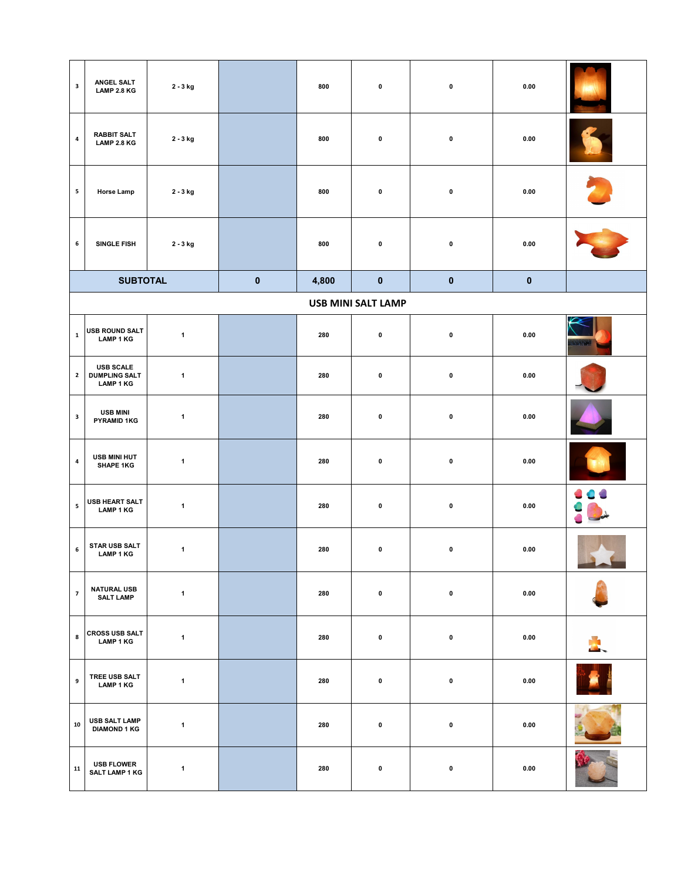| | | | | | | | | |
|---|---|---|---|---|---|---|---|---|
| 3 | ANGEL SALT LAMP 2.8 KG | 2 - 3 kg | | 800 | 0 | 0 | 0.00 | |
| 4 | RABBIT SALT LAMP 2.8 KG | 2 - 3 kg | | 800 | 0 | 0 | 0.00 | |
| 5 | Horse Lamp | 2 - 3 kg | | 800 | 0 | 0 | 0.00 | |
| 6 | SINGLE FISH | 2 - 3 kg | | 800 | 0 | 0 | 0.00 | |
| **SUBTOTAL** | | | **0** | **4,800** | **0** | **0** | **0** | |
| **USB MINI SALT LAMP** | | | | | | | | |
| 1 | USB ROUND SALT LAMP 1 KG | 1 | | 280 | 0 | 0 | 0.00 | |
| 2 | USB SCALE DUMPLING SALT LAMP 1 KG | 1 | | 280 | 0 | 0 | 0.00 | |
| 3 | USB MINI PYRAMID 1KG | 1 | | 280 | 0 | 0 | 0.00 | |
| 4 | USB MINI HUT SHAPE 1KG | 1 | | 280 | 0 | 0 | 0.00 | |
| 5 | USB HEART SALT LAMP 1 KG | 1 | | 280 | 0 | 0 | 0.00 | |
| 6 | STAR USB SALT LAMP 1 KG | 1 | | 280 | 0 | 0 | 0.00 | |
| 7 | NATURAL USB SALT LAMP | 1 | | 280 | 0 | 0 | 0.00 | |
| 8 | CROSS USB SALT LAMP 1 KG | 1 | | 280 | 0 | 0 | 0.00 | |
| 9 | TREE USB SALT LAMP 1 KG | 1 | | 280 | 0 | 0 | 0.00 | |
| 10 | USB SALT LAMP DIAMOND 1 KG | 1 | | 280 | 0 | 0 | 0.00 | |
| 11 | USB FLOWER SALT LAMP 1 KG | 1 | | 280 | 0 | 0 | 0.00 | |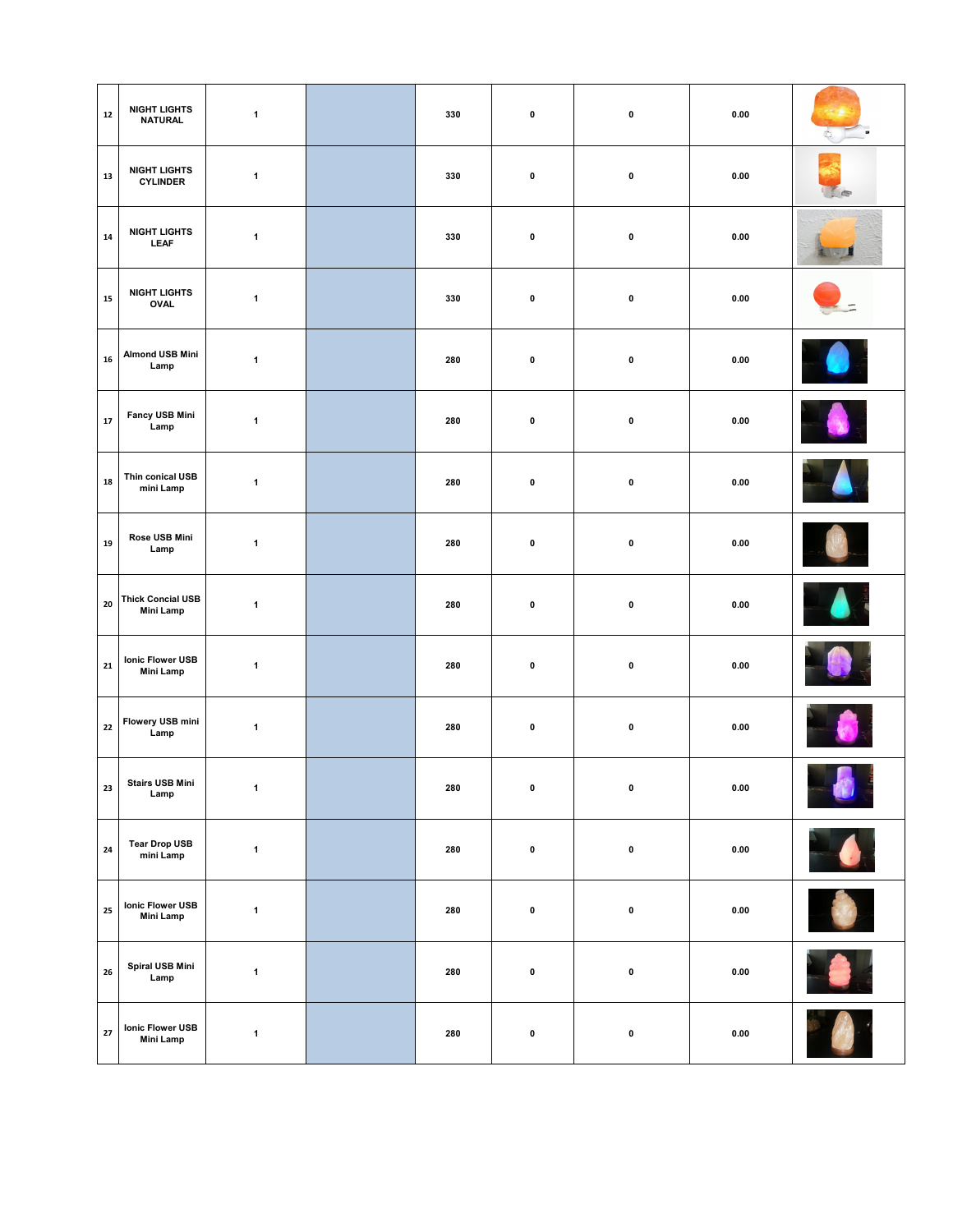| | | | | | | | | |
|---|---|---|---|---|---|---|---|---|
| 12 | NIGHT LIGHTS NATURAL | 1 | | 330 | 0 | 0 | 0.00 | |
| 13 | NIGHT LIGHTS CYLINDER | 1 | | 330 | 0 | 0 | 0.00 | |
| 14 | NIGHT LIGHTS LEAF | 1 | | 330 | 0 | 0 | 0.00 | |
| 15 | NIGHT LIGHTS OVAL | 1 | | 330 | 0 | 0 | 0.00 | |
| 16 | Almond USB Mini Lamp | 1 | | 280 | 0 | 0 | 0.00 | |
| 17 | Fancy USB Mini Lamp | 1 | | 280 | 0 | 0 | 0.00 | |
| 18 | Thin conical USB mini Lamp | 1 | | 280 | 0 | 0 | 0.00 | |
| 19 | Rose USB Mini Lamp | 1 | | 280 | 0 | 0 | 0.00 | |
| 20 | Thick Concial USB Mini Lamp | 1 | | 280 | 0 | 0 | 0.00 | |
| 21 | Ionic Flower USB Mini Lamp | 1 | | 280 | 0 | 0 | 0.00 | |
| 22 | Flowery USB mini Lamp | 1 | | 280 | 0 | 0 | 0.00 | |
| 23 | Stairs USB Mini Lamp | 1 | | 280 | 0 | 0 | 0.00 | |
| 24 | Tear Drop USB mini Lamp | 1 | | 280 | 0 | 0 | 0.00 | |
| 25 | Ionic Flower USB Mini Lamp | 1 | | 280 | 0 | 0 | 0.00 | |
| 26 | Spiral USB Mini Lamp | 1 | | 280 | 0 | 0 | 0.00 | |
| 27 | Ionic Flower USB Mini Lamp | 1 | | 280 | 0 | 0 | 0.00 | |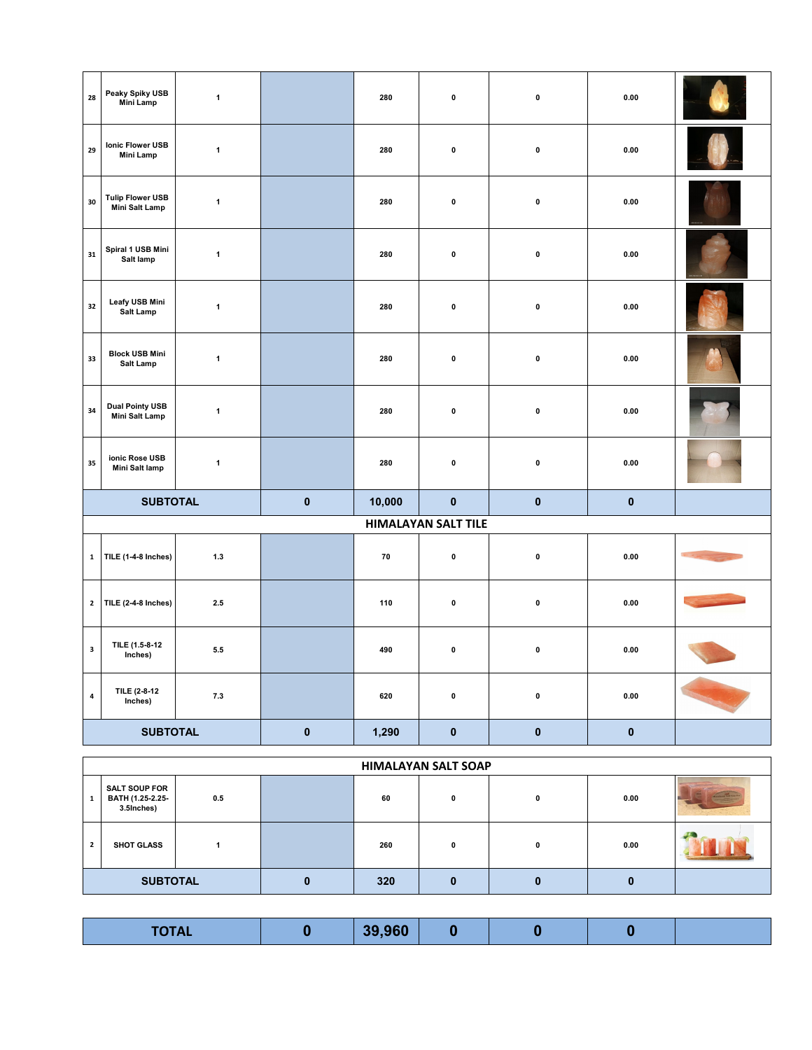| | | | | | | | | |
|---|---|---|---|---|---|---|---|---|
| 28 | Peaky Spiky USB Mini Lamp | 1 | | 280 | 0 | 0 | 0.00 | |
| 29 | Ionic Flower USB Mini Lamp | 1 | | 280 | 0 | 0 | 0.00 | |
| 30 | Tulip Flower USB Mini Salt Lamp | 1 | | 280 | 0 | 0 | 0.00 | |
| 31 | Spiral 1 USB Mini Salt lamp | 1 | | 280 | 0 | 0 | 0.00 | |
| 32 | Leafy USB Mini Salt Lamp | 1 | | 280 | 0 | 0 | 0.00 | |
| 33 | Block USB Mini Salt Lamp | 1 | | 280 | 0 | 0 | 0.00 | |
| 34 | Dual Pointy USB Mini Salt Lamp | 1 | | 280 | 0 | 0 | 0.00 | |
| 35 | ionic Rose USB Mini Salt lamp | 1 | | 280 | 0 | 0 | 0.00 | |
| **SUBTOTAL** | | | **0** | **10,000** | **0** | **0** | **0** | |
| | | | | **HIMALAYAN SALT TILE** | | | | |
| 1 | TILE (1-4-8 Inches) | 1.3 | | 70 | 0 | 0 | 0.00 | |
| 2 | TILE (2-4-8 Inches) | 2.5 | | 110 | 0 | 0 | 0.00 | |
| 3 | TILE (1.5-8-12 Inches) | 5.5 | | 490 | 0 | 0 | 0.00 | |
| 4 | TILE (2-8-12 Inches) | 7.3 | | 620 | 0 | 0 | 0.00 | |
| **SUBTOTAL** | | | **0** | **1,290** | **0** | **0** | **0** | |

| | | | | | | | | |
|---|---|---|---|---|---|---|---|---|
| | | | | **HIMALAYAN SALT SOAP** | | | | |
| 1 | SALT SOUP FOR BATH (1.25-2.25-3.5Inches) | 0.5 | | 60 | 0 | 0 | 0.00 | |
| 2 | SHOT GLASS | 1 | | 260 | 0 | 0 | 0.00 | |
| **SUBTOTAL** | | | **0** | **320** | **0** | **0** | **0** | |

| | | | | | | |
|---|---|---|---|---|---|---|
| **TOTAL** | **0** | **39,960** | **0** | **0** | **0** | |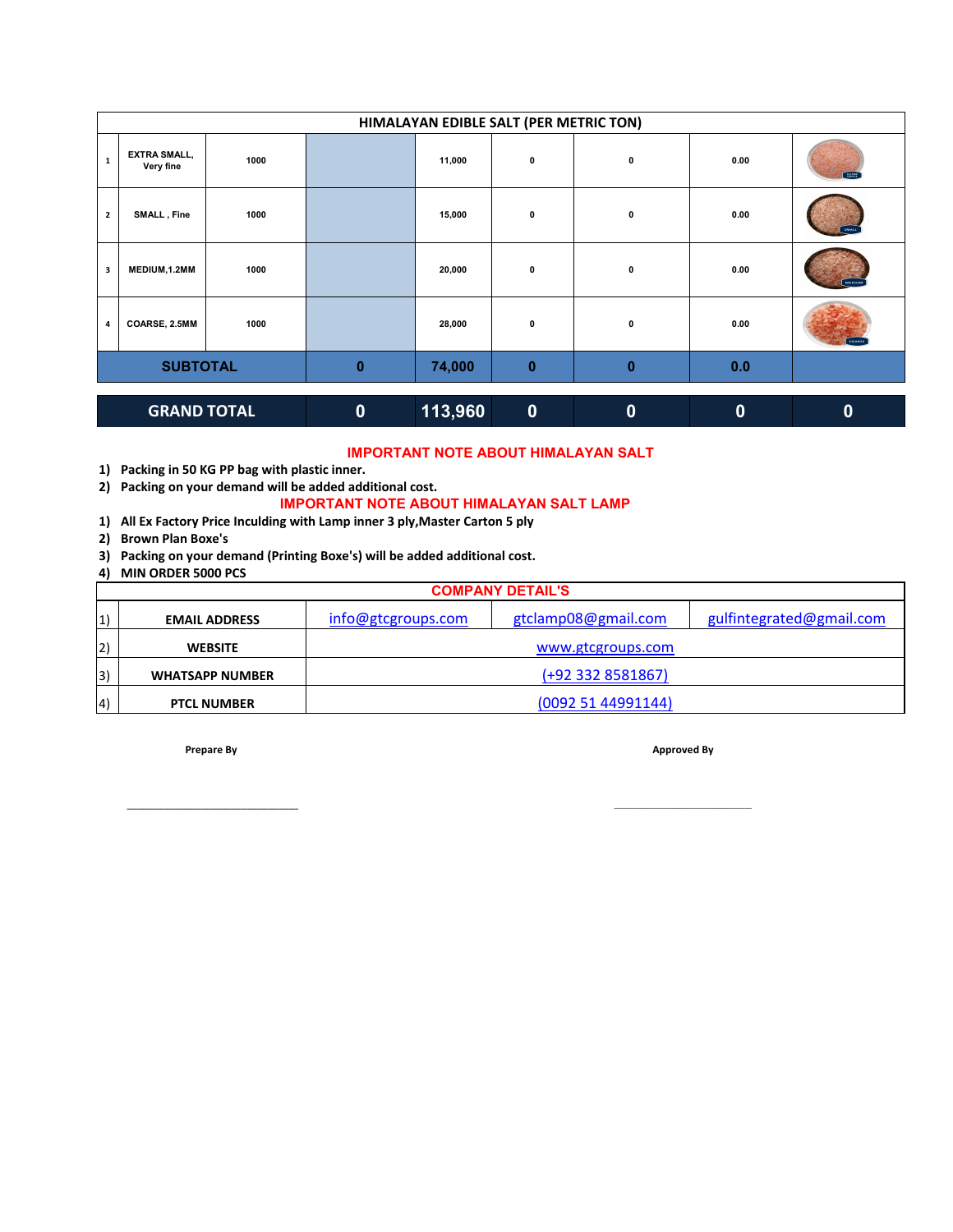| HIMALAYAN EDIBLE SALT (PER METRIC TON) | | | | | | | | |
|---|---|---|---|---|---|---|---|---|
| 1 | EXTRA SMALL, Very fine | 1000 | | 11,000 | 0 | 0 | 0.00 | |
| 2 | SMALL , Fine | 1000 | | 15,000 | 0 | 0 | 0.00 | |
| 3 | MEDIUM,1.2MM | 1000 | | 20,000 | 0 | 0 | 0.00 | |
| 4 | COARSE, 2.5MM | 1000 | | 28,000 | 0 | 0 | 0.00 | |
| SUBTOTAL | | | 0 | 74,000 | 0 | 0 | 0.0 | |

| | | | | | | |
|---|---|---|---|---|---|---|
| GRAND TOTAL | 0 | 113,960 | 0 | 0 | 0 | 0 |

**IMPORTANT NOTE ABOUT HIMALAYAN SALT**

1) Packing in 50 KG PP bag with plastic inner.
2) Packing on your demand will be added additional cost.

**IMPORTANT NOTE ABOUT HIMALAYAN SALT LAMP**

1) All Ex Factory Price Inculding with Lamp inner 3 ply,Master Carton 5 ply
2) Brown Plan Boxe's
3) Packing on your demand (Printing Boxe's) will be added additional cost.
4) MIN ORDER 5000 PCS

| COMPANY DETAIL'S | | | | |
|---|---|---|---|---|
| 1) | EMAIL ADDRESS | info@gtcgroups.com | gtclamp08@gmail.com | gulfintegrated@gmail.com |
| 2) | WEBSITE | www.gtcgroups.com | | |
| 3) | WHATSAPP NUMBER | (+92 332 8581867) | | |
| 4) | PTCL NUMBER | (0092 51 44991144) | | |

Prepare By

Approved By